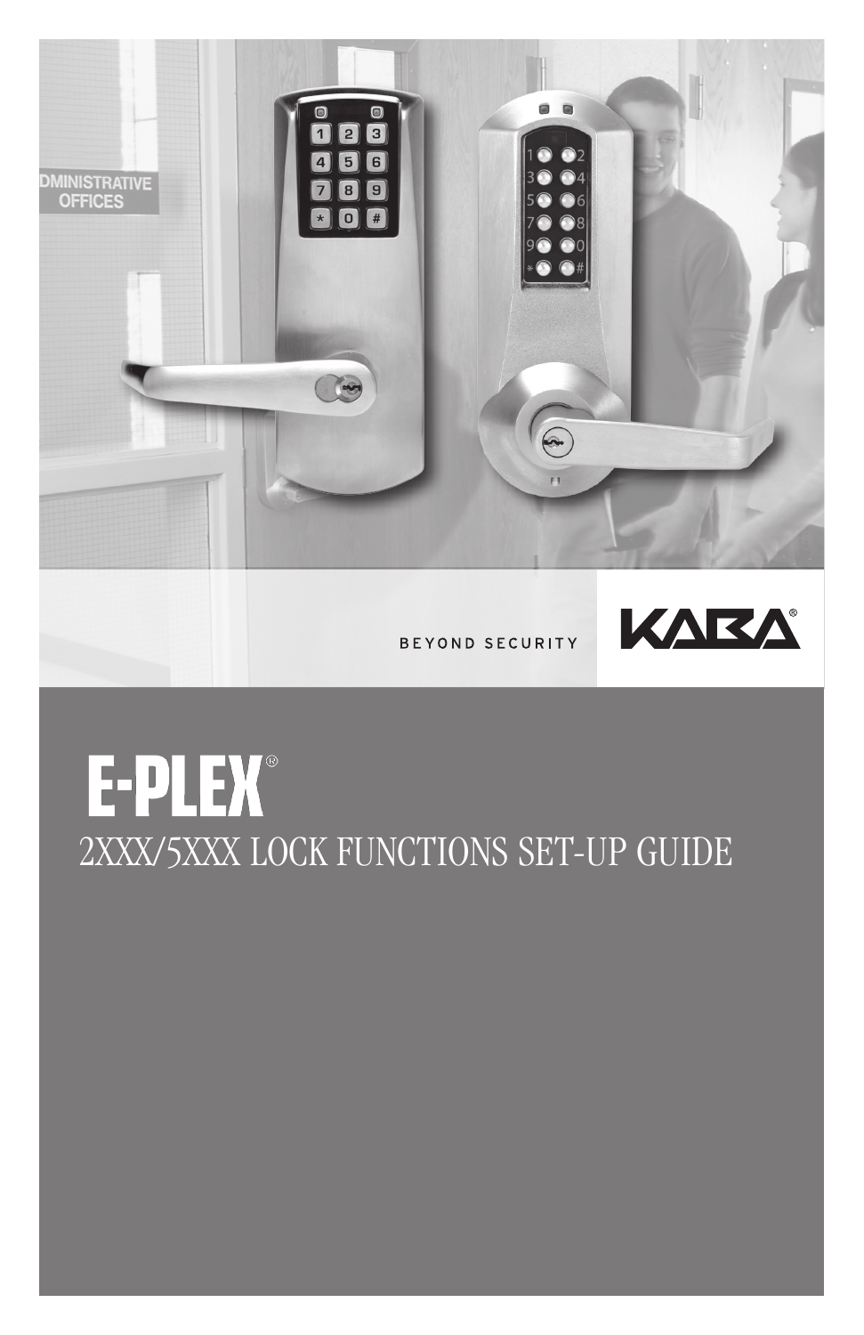BEYOND SECURITY

KABA®

# E-PLEX®

## 2XXX/5XXX LOCK FUNCTIONS SET-UP GUIDE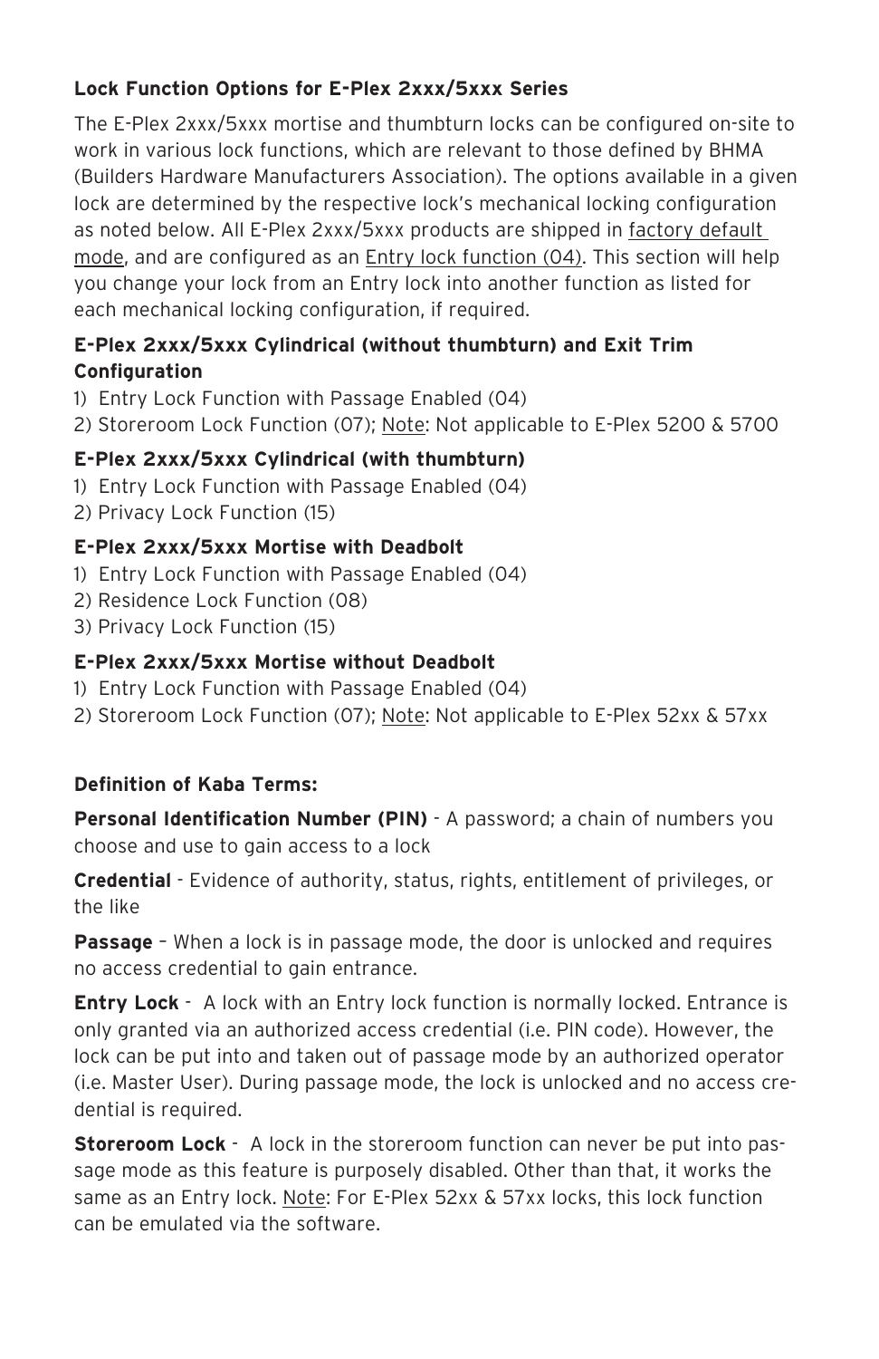**Lock Function Options for E-Plex 2xxx/5xxx Series**

The E-Plex 2xxx/5xxx mortise and thumbturn locks can be configured on-site to work in various lock functions, which are relevant to those defined by BHMA (Builders Hardware Manufacturers Association). The options available in a given lock are determined by the respective lock's mechanical locking configuration as noted below. All E-Plex 2xxx/5xxx products are shipped in factory default mode, and are configured as an Entry lock function (04). This section will help you change your lock from an Entry lock into another function as listed for each mechanical locking configuration, if required.

**E-Plex 2xxx/5xxx Cylindrical (without thumbturn) and Exit Trim Configuration**

1) Entry Lock Function with Passage Enabled (04)
2) Storeroom Lock Function (07); Note: Not applicable to E-Plex 5200 & 5700

**E-Plex 2xxx/5xxx Cylindrical (with thumbturn)**

1) Entry Lock Function with Passage Enabled (04)
2) Privacy Lock Function (15)

**E-Plex 2xxx/5xxx Mortise with Deadbolt**

1) Entry Lock Function with Passage Enabled (04)
2) Residence Lock Function (08)
3) Privacy Lock Function (15)

**E-Plex 2xxx/5xxx Mortise without Deadbolt**

1) Entry Lock Function with Passage Enabled (04)
2) Storeroom Lock Function (07); Note: Not applicable to E-Plex 52xx & 57xx

**Definition of Kaba Terms:**

**Personal Identification Number (PIN)** - A password; a chain of numbers you choose and use to gain access to a lock

**Credential** - Evidence of authority, status, rights, entitlement of privileges, or the like

**Passage** – When a lock is in passage mode, the door is unlocked and requires no access credential to gain entrance.

**Entry Lock** - A lock with an Entry lock function is normally locked. Entrance is only granted via an authorized access credential (i.e. PIN code). However, the lock can be put into and taken out of passage mode by an authorized operator (i.e. Master User). During passage mode, the lock is unlocked and no access credential is required.

**Storeroom Lock** - A lock in the storeroom function can never be put into passage mode as this feature is purposely disabled. Other than that, it works the same as an Entry lock. Note: For E-Plex 52xx & 57xx locks, this lock function can be emulated via the software.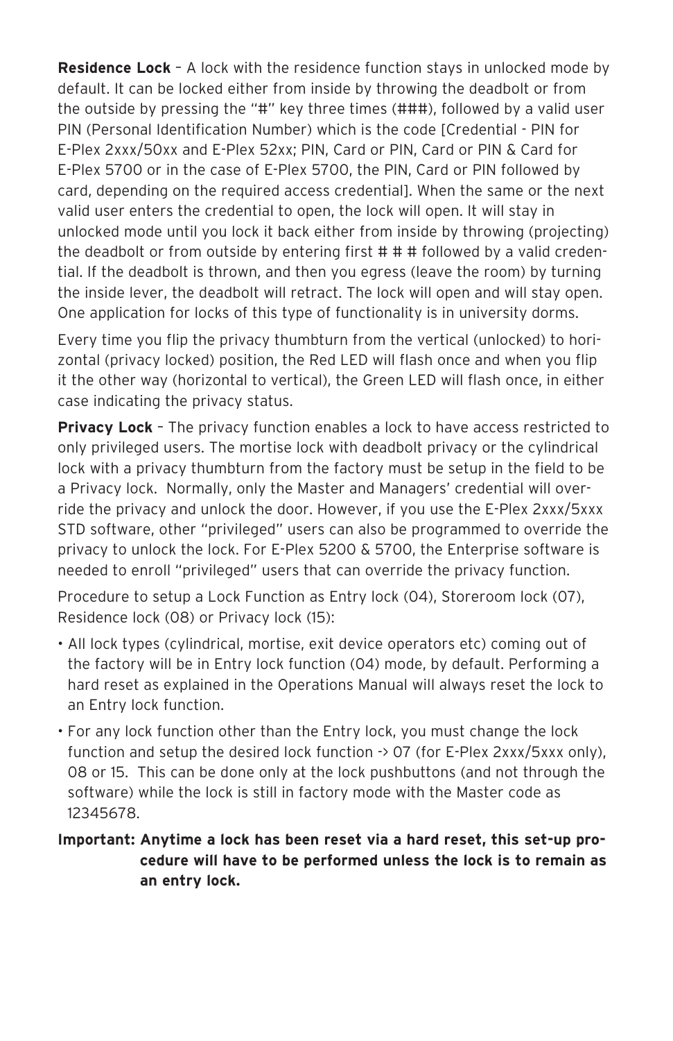**Residence Lock** – A lock with the residence function stays in unlocked mode by default. It can be locked either from inside by throwing the deadbolt or from the outside by pressing the "#" key three times (###), followed by a valid user PIN (Personal Identification Number) which is the code [Credential - PIN for E-Plex 2xxx/50xx and E-Plex 52xx; PIN, Card or PIN, Card or PIN & Card for E-Plex 5700 or in the case of E-Plex 5700, the PIN, Card or PIN followed by card, depending on the required access credential]. When the same or the next valid user enters the credential to open, the lock will open. It will stay in unlocked mode until you lock it back either from inside by throwing (projecting) the deadbolt or from outside by entering first # # # followed by a valid credential. If the deadbolt is thrown, and then you egress (leave the room) by turning the inside lever, the deadbolt will retract. The lock will open and will stay open. One application for locks of this type of functionality is in university dorms.

Every time you flip the privacy thumbturn from the vertical (unlocked) to horizontal (privacy locked) position, the Red LED will flash once and when you flip it the other way (horizontal to vertical), the Green LED will flash once, in either case indicating the privacy status.

**Privacy Lock** – The privacy function enables a lock to have access restricted to only privileged users. The mortise lock with deadbolt privacy or the cylindrical lock with a privacy thumbturn from the factory must be setup in the field to be a Privacy lock. Normally, only the Master and Managers' credential will override the privacy and unlock the door. However, if you use the E-Plex 2xxx/5xxx STD software, other "privileged" users can also be programmed to override the privacy to unlock the lock. For E-Plex 5200 & 5700, the Enterprise software is needed to enroll "privileged" users that can override the privacy function.

Procedure to setup a Lock Function as Entry lock (04), Storeroom lock (07), Residence lock (08) or Privacy lock (15):

- All lock types (cylindrical, mortise, exit device operators etc) coming out of the factory will be in Entry lock function (04) mode, by default. Performing a hard reset as explained in the Operations Manual will always reset the lock to an Entry lock function.
- For any lock function other than the Entry lock, you must change the lock function and setup the desired lock function -> 07 (for E-Plex 2xxx/5xxx only), 08 or 15. This can be done only at the lock pushbuttons (and not through the software) while the lock is still in factory mode with the Master code as 12345678.

**Important: Anytime a lock has been reset via a hard reset, this set-up procedure will have to be performed unless the lock is to remain as an entry lock.**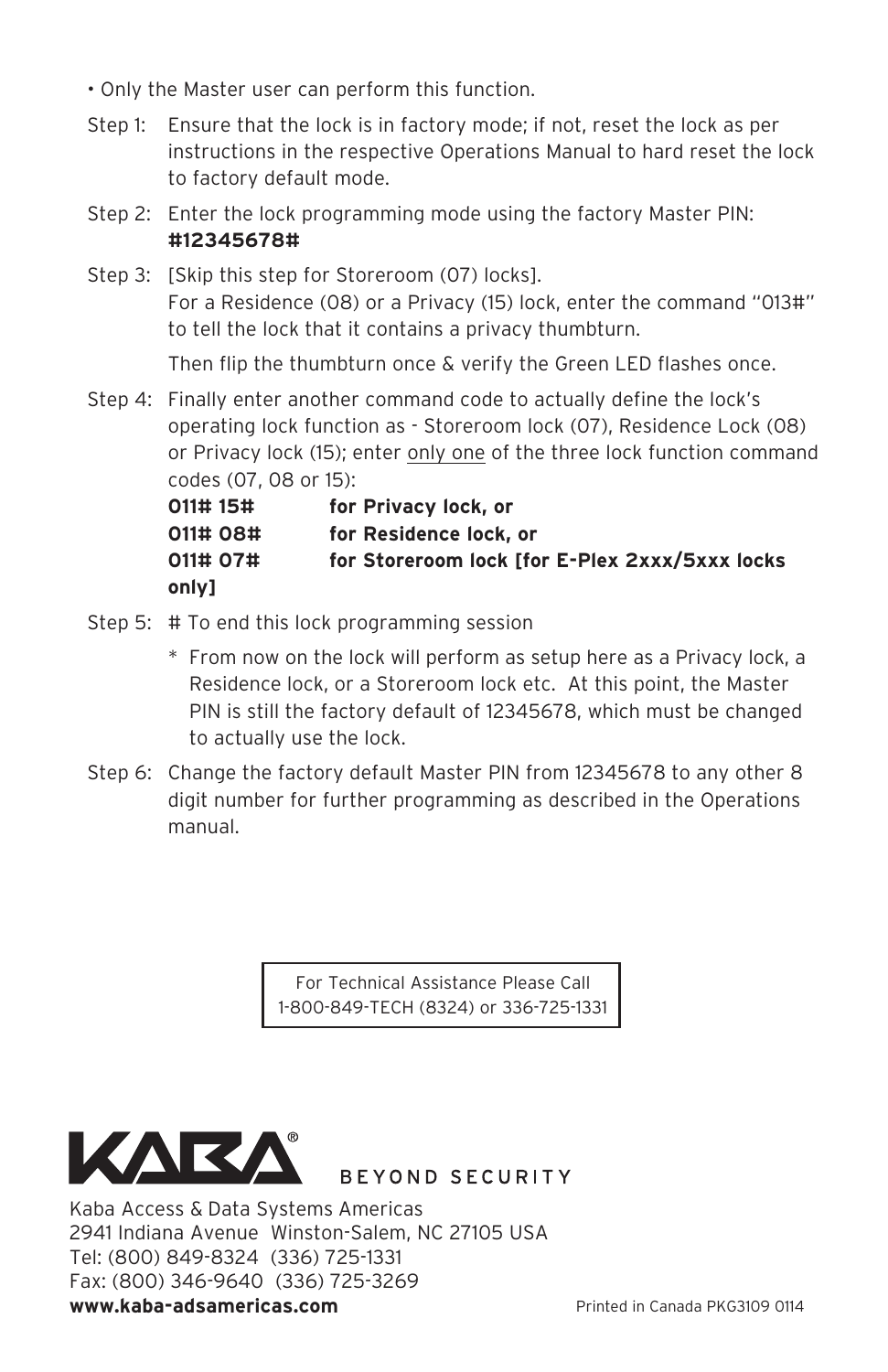- Only the Master user can perform this function.

Step 1: Ensure that the lock is in factory mode; if not, reset the lock as per instructions in the respective Operations Manual to hard reset the lock to factory default mode.

Step 2: Enter the lock programming mode using the factory Master PIN: **#12345678#**

Step 3: [Skip this step for Storeroom (07) locks].
For a Residence (08) or a Privacy (15) lock, enter the command "013#" to tell the lock that it contains a privacy thumbturn.

Then flip the thumbturn once & verify the Green LED flashes once.

Step 4: Finally enter another command code to actually define the lock's operating lock function as - Storeroom lock (07), Residence Lock (08) or Privacy lock (15); enter <u>only one</u> of the three lock function command codes (07, 08 or 15):

**011# 15#** **for Privacy lock, or**
**011# 08#** **for Residence lock, or**
**011# 07#** **for Storeroom lock [for E-Plex 2xxx/5xxx locks only]**

Step 5: # To end this lock programming session

\* From now on the lock will perform as setup here as a Privacy lock, a Residence lock, or a Storeroom lock etc. At this point, the Master PIN is still the factory default of 12345678, which must be changed to actually use the lock.

Step 6: Change the factory default Master PIN from 12345678 to any other 8 digit number for further programming as described in the Operations manual.

For Technical Assistance Please Call
1-800-849-TECH (8324) or 336-725-1331

KABA® BEYOND SECURITY

Kaba Access & Data Systems Americas
2941 Indiana Avenue Winston-Salem, NC 27105 USA
Tel: (800) 849-8324 (336) 725-1331
Fax: (800) 346-9640 (336) 725-3269
**www.kaba-adsamericas.com**

Printed in Canada PKG3109 0114